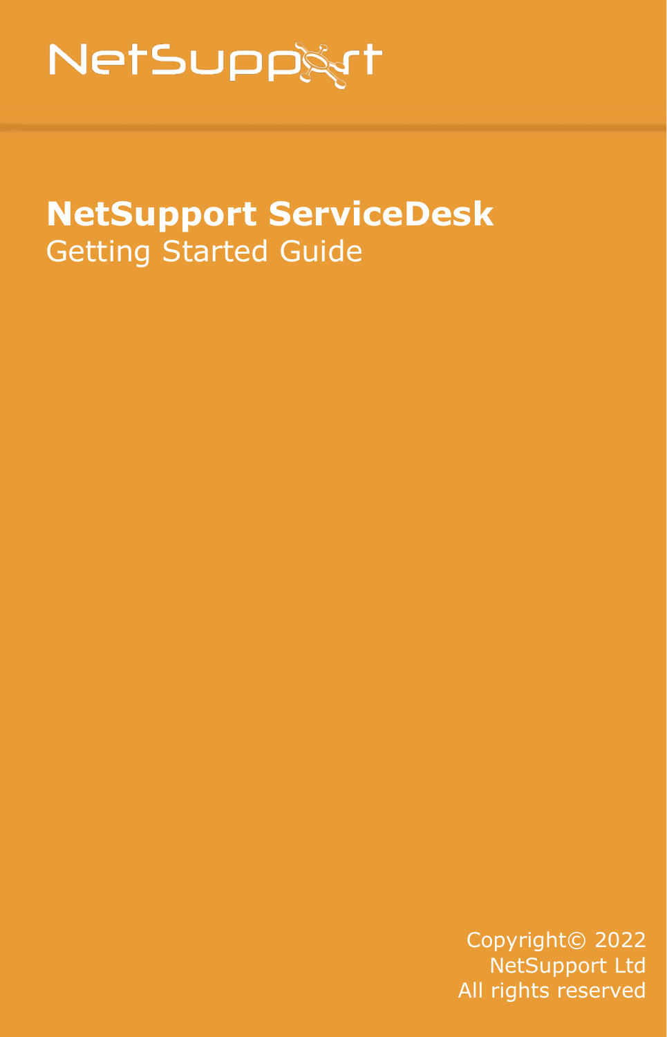NetSupport

# NetSupport ServiceDesk

Getting Started Guide

Copyright© 2022
NetSupport Ltd
All rights reserved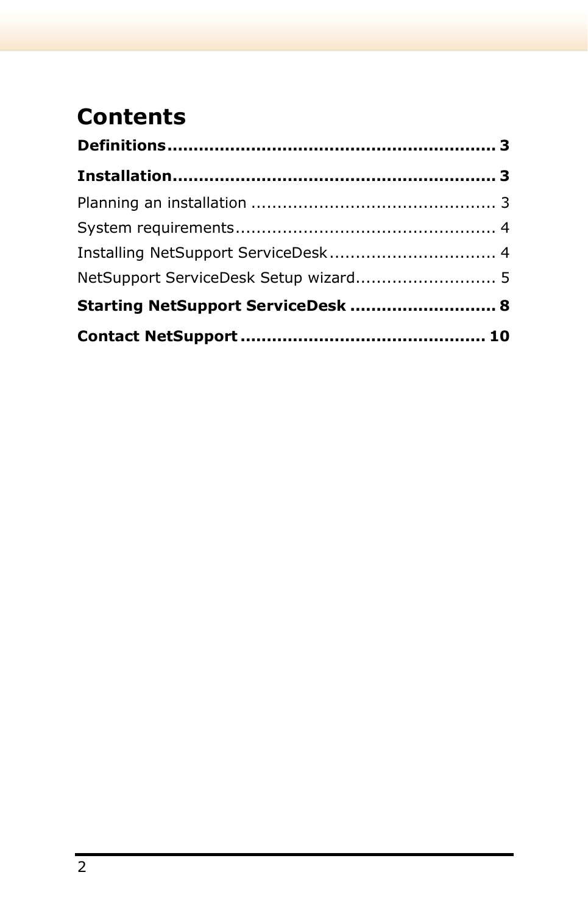# Contents

**Definitions............................................................. 3**

**Installation........................................................... 3**

Planning an installation ............................................... 3

System requirements.................................................. 4

Installing NetSupport ServiceDesk ................................ 4

NetSupport ServiceDesk Setup wizard........................... 5

**Starting NetSupport ServiceDesk ............................ 8**

**Contact NetSupport .............................................. 10**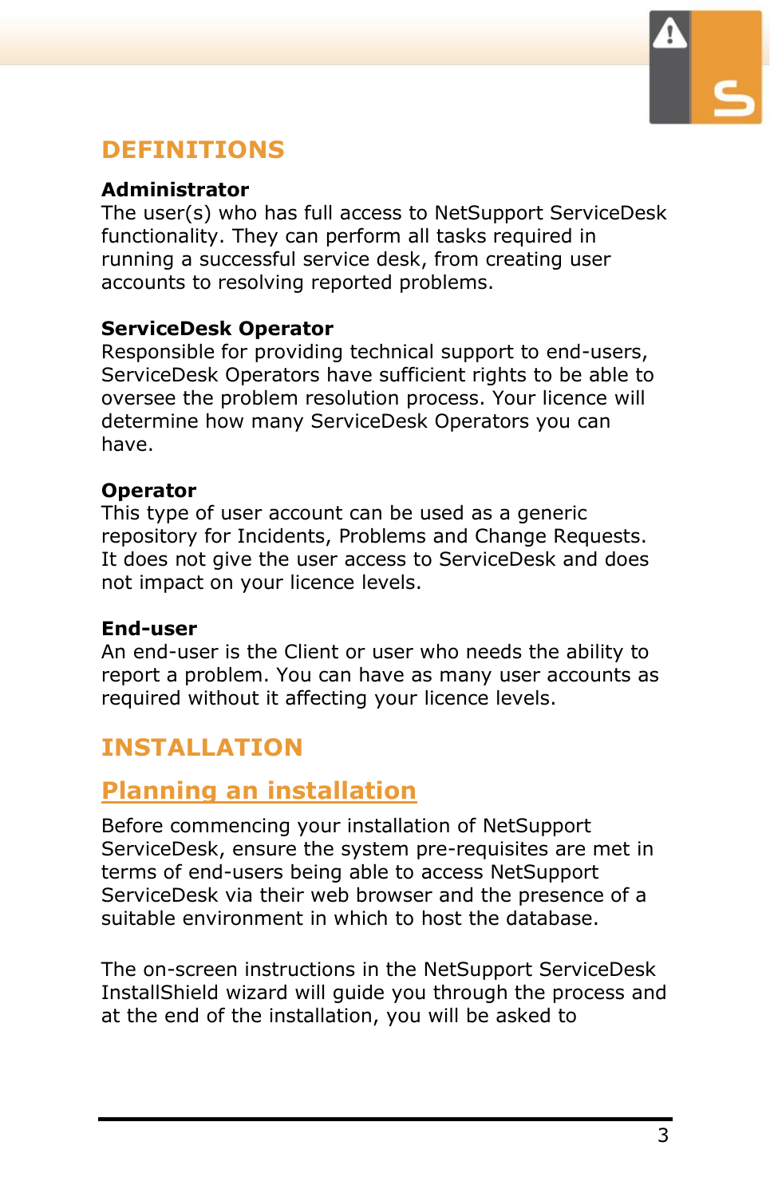## DEFINITIONS

**Administrator**
The user(s) who has full access to NetSupport ServiceDesk functionality. They can perform all tasks required in running a successful service desk, from creating user accounts to resolving reported problems.

**ServiceDesk Operator**
Responsible for providing technical support to end-users, ServiceDesk Operators have sufficient rights to be able to oversee the problem resolution process. Your licence will determine how many ServiceDesk Operators you can have.

**Operator**
This type of user account can be used as a generic repository for Incidents, Problems and Change Requests. It does not give the user access to ServiceDesk and does not impact on your licence levels.

**End-user**
An end-user is the Client or user who needs the ability to report a problem. You can have as many user accounts as required without it affecting your licence levels.

## INSTALLATION

### Planning an installation

Before commencing your installation of NetSupport ServiceDesk, ensure the system pre-requisites are met in terms of end-users being able to access NetSupport ServiceDesk via their web browser and the presence of a suitable environment in which to host the database.

The on-screen instructions in the NetSupport ServiceDesk InstallShield wizard will guide you through the process and at the end of the installation, you will be asked to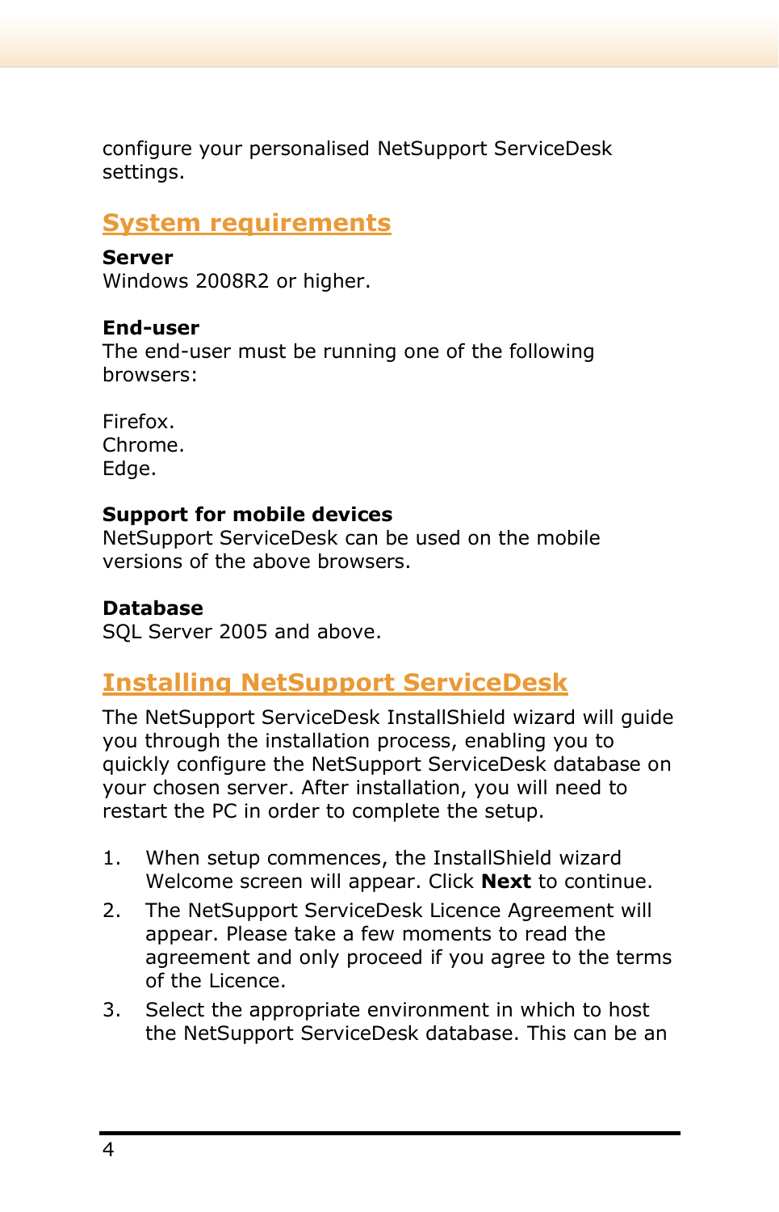configure your personalised NetSupport ServiceDesk settings.

## System requirements

**Server**
Windows 2008R2 or higher.

**End-user**
The end-user must be running one of the following browsers:

Firefox.
Chrome.
Edge.

**Support for mobile devices**
NetSupport ServiceDesk can be used on the mobile versions of the above browsers.

**Database**
SQL Server 2005 and above.

## Installing NetSupport ServiceDesk

The NetSupport ServiceDesk InstallShield wizard will guide you through the installation process, enabling you to quickly configure the NetSupport ServiceDesk database on your chosen server. After installation, you will need to restart the PC in order to complete the setup.

1. When setup commences, the InstallShield wizard Welcome screen will appear. Click **Next** to continue.
2. The NetSupport ServiceDesk Licence Agreement will appear. Please take a few moments to read the agreement and only proceed if you agree to the terms of the Licence.
3. Select the appropriate environment in which to host the NetSupport ServiceDesk database. This can be an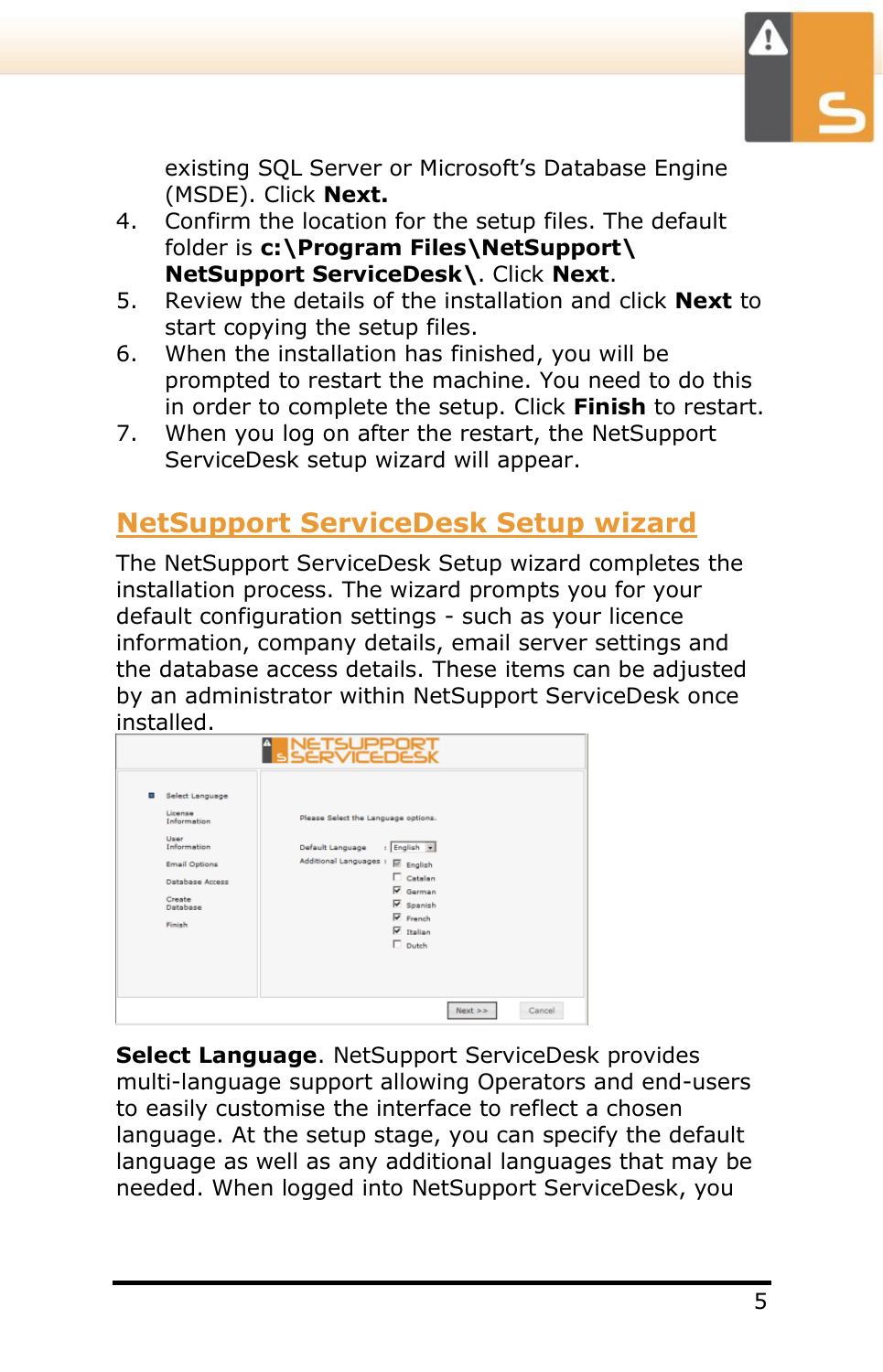existing SQL Server or Microsoft's Database Engine (MSDE). Click **Next.**

4. Confirm the location for the setup files. The default folder is **c:\Program Files\NetSupport\ NetSupport ServiceDesk\**. Click **Next**.
5. Review the details of the installation and click **Next** to start copying the setup files.
6. When the installation has finished, you will be prompted to restart the machine. You need to do this in order to complete the setup. Click **Finish** to restart.
7. When you log on after the restart, the NetSupport ServiceDesk setup wizard will appear.

## NetSupport ServiceDesk Setup wizard

The NetSupport ServiceDesk Setup wizard completes the installation process. The wizard prompts you for your default configuration settings - such as your licence information, company details, email server settings and the database access details. These items can be adjusted by an administrator within NetSupport ServiceDesk once installed.

**Select Language**. NetSupport ServiceDesk provides multi-language support allowing Operators and end-users to easily customise the interface to reflect a chosen language. At the setup stage, you can specify the default language as well as any additional languages that may be needed. When logged into NetSupport ServiceDesk, you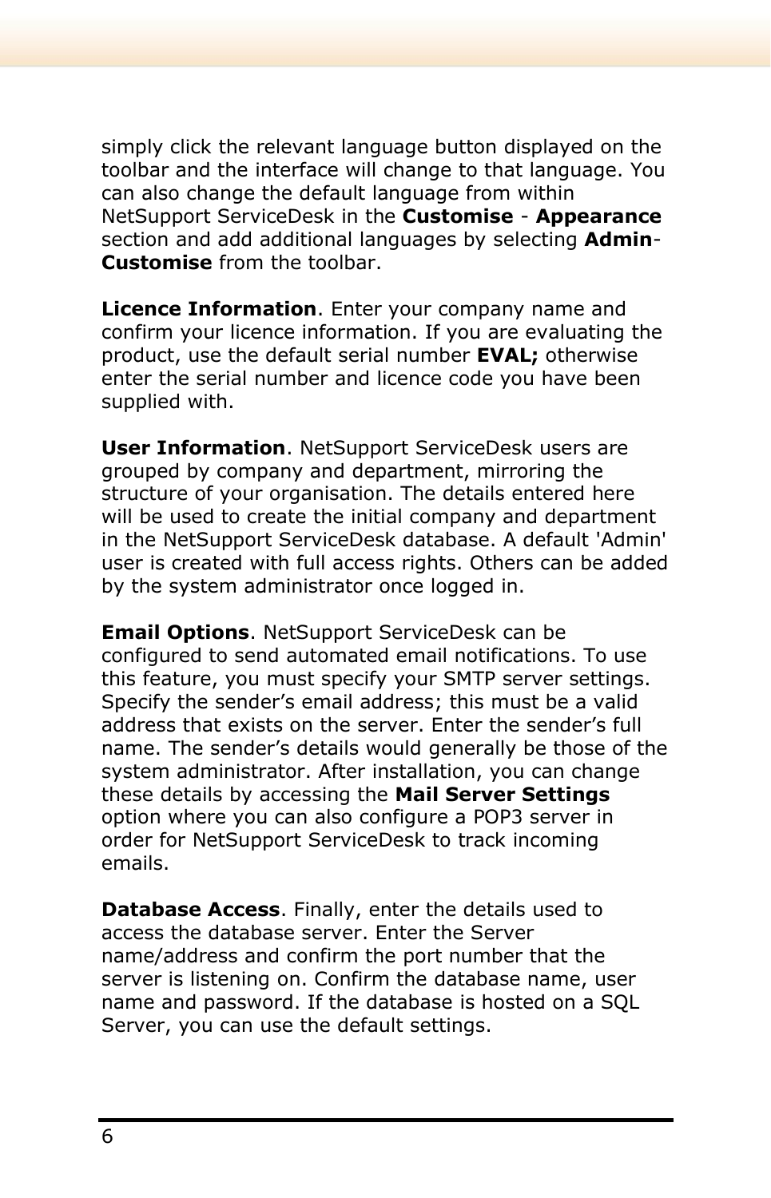simply click the relevant language button displayed on the toolbar and the interface will change to that language. You can also change the default language from within NetSupport ServiceDesk in the **Customise** - **Appearance** section and add additional languages by selecting **Admin-Customise** from the toolbar.

**Licence Information**. Enter your company name and confirm your licence information. If you are evaluating the product, use the default serial number **EVAL;** otherwise enter the serial number and licence code you have been supplied with.

**User Information**. NetSupport ServiceDesk users are grouped by company and department, mirroring the structure of your organisation. The details entered here will be used to create the initial company and department in the NetSupport ServiceDesk database. A default 'Admin' user is created with full access rights. Others can be added by the system administrator once logged in.

**Email Options**. NetSupport ServiceDesk can be configured to send automated email notifications. To use this feature, you must specify your SMTP server settings. Specify the sender's email address; this must be a valid address that exists on the server. Enter the sender's full name. The sender's details would generally be those of the system administrator. After installation, you can change these details by accessing the **Mail Server Settings** option where you can also configure a POP3 server in order for NetSupport ServiceDesk to track incoming emails.

**Database Access**. Finally, enter the details used to access the database server. Enter the Server name/address and confirm the port number that the server is listening on. Confirm the database name, user name and password. If the database is hosted on a SQL Server, you can use the default settings.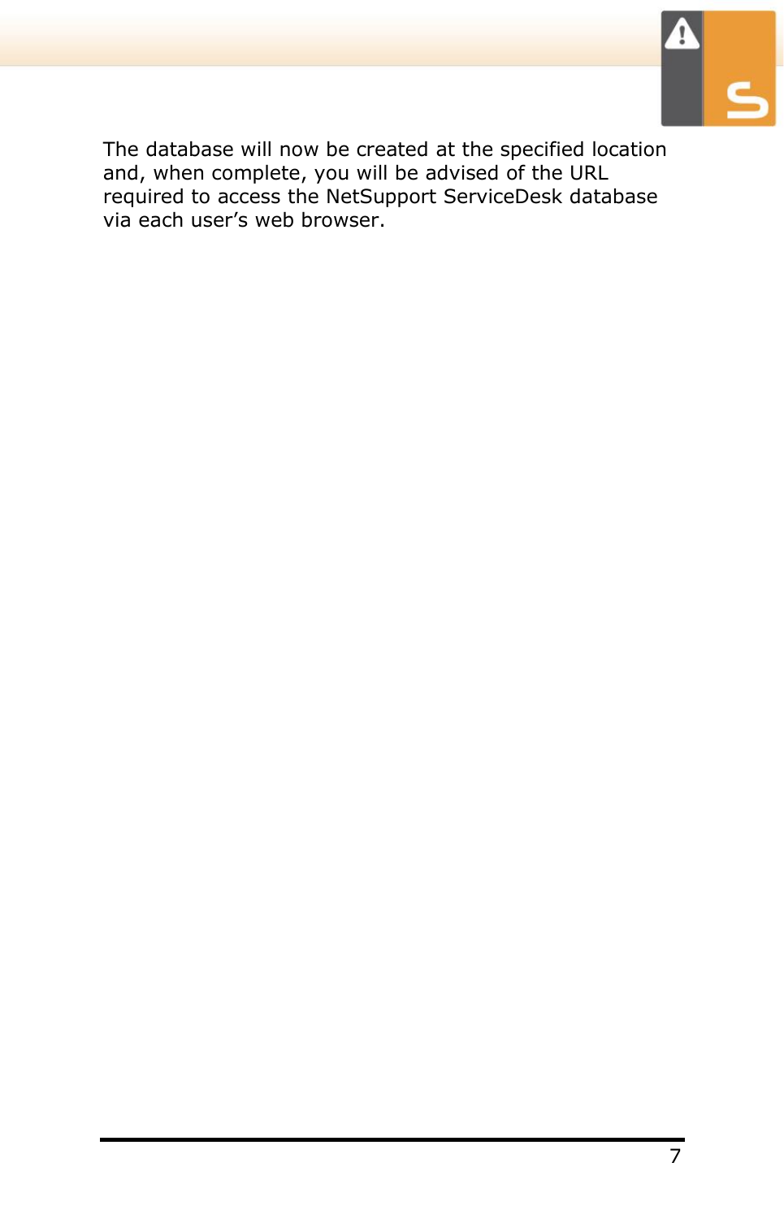The database will now be created at the specified location and, when complete, you will be advised of the URL required to access the NetSupport ServiceDesk database via each user's web browser.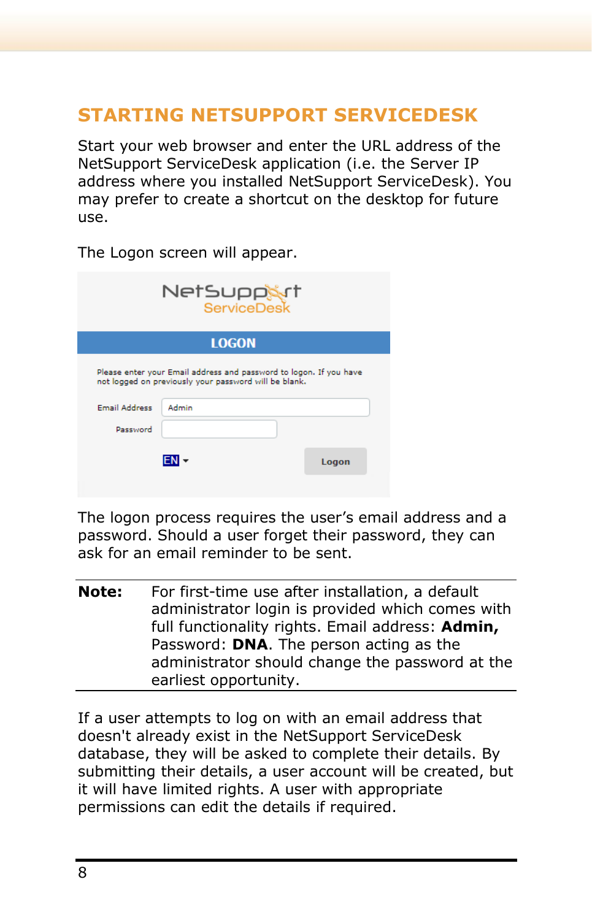## STARTING NETSUPPORT SERVICEDESK

Start your web browser and enter the URL address of the NetSupport ServiceDesk application (i.e. the Server IP address where you installed NetSupport ServiceDesk). You may prefer to create a shortcut on the desktop for future use.

The Logon screen will appear.

The logon process requires the user's email address and a password. Should a user forget their password, they can ask for an email reminder to be sent.

| **Note:** | For first-time use after installation, a default administrator login is provided which comes with full functionality rights. Email address: **Admin,** Password: **DNA**. The person acting as the administrator should change the password at the earliest opportunity. |
|---|---|

If a user attempts to log on with an email address that doesn't already exist in the NetSupport ServiceDesk database, they will be asked to complete their details. By submitting their details, a user account will be created, but it will have limited rights. A user with appropriate permissions can edit the details if required.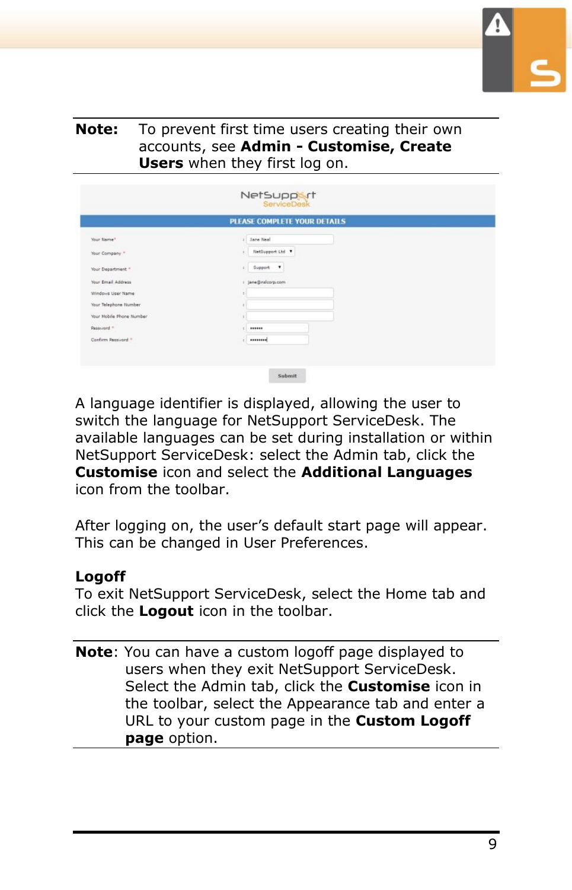**Note:** To prevent first time users creating their own accounts, see **Admin - Customise, Create Users** when they first log on.

A language identifier is displayed, allowing the user to switch the language for NetSupport ServiceDesk. The available languages can be set during installation or within NetSupport ServiceDesk: select the Admin tab, click the **Customise** icon and select the **Additional Languages** icon from the toolbar.

After logging on, the user's default start page will appear. This can be changed in User Preferences.

**Logoff**

To exit NetSupport ServiceDesk, select the Home tab and click the **Logout** icon in the toolbar.

**Note**: You can have a custom logoff page displayed to users when they exit NetSupport ServiceDesk. Select the Admin tab, click the **Customise** icon in the toolbar, select the Appearance tab and enter a URL to your custom page in the **Custom Logoff page** option.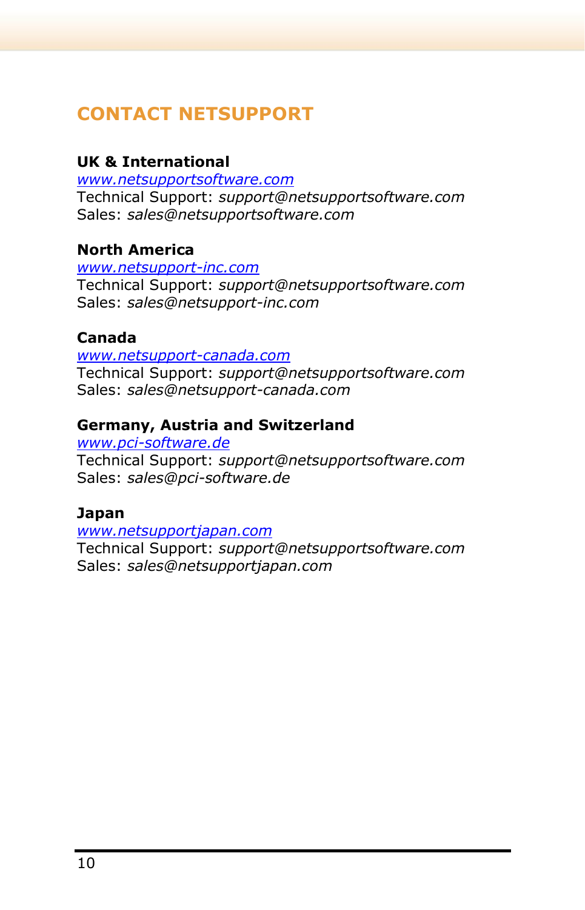# CONTACT NETSUPPORT

**UK & International**
[www.netsupportsoftware.com](http://www.netsupportsoftware.com)
Technical Support: *support@netsupportsoftware.com*
Sales: *sales@netsupportsoftware.com*

**North America**
[www.netsupport-inc.com](http://www.netsupport-inc.com)
Technical Support: *support@netsupportsoftware.com*
Sales: *sales@netsupport-inc.com*

**Canada**
[www.netsupport-canada.com](http://www.netsupport-canada.com)
Technical Support: *support@netsupportsoftware.com*
Sales: *sales@netsupport-canada.com*

**Germany, Austria and Switzerland**
[www.pci-software.de](http://www.pci-software.de)
Technical Support: *support@netsupportsoftware.com*
Sales: *sales@pci-software.de*

**Japan**
[www.netsupportjapan.com](http://www.netsupportjapan.com)
Technical Support: *support@netsupportsoftware.com*
Sales: *sales@netsupportjapan.com*